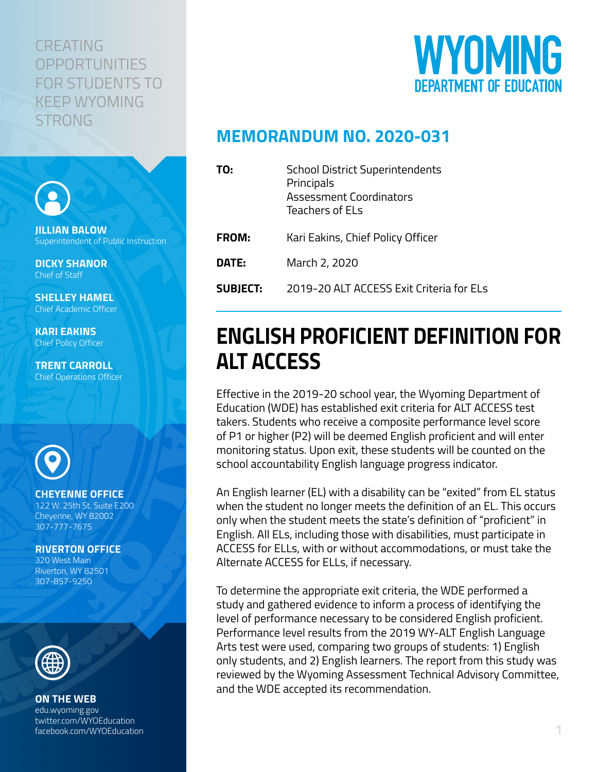CREATING OPPORTUNITIES FOR STUDENTS TO KEEP WYOMING STRONG

**JILLIAN BALOW**
Superintendent of Public Instruction

**DICKY SHANOR**
Chief of Staff

**SHELLEY HAMEL**
Chief Academic Officer

**KARI EAKINS**
Chief Policy Officer

**TRENT CARROLL**
Chief Operations Officer

**CHEYENNE OFFICE**
122 W. 25th St. Suite E200
Cheyenne, WY 82002
307-777-7675

**RIVERTON OFFICE**
320 West Main
Riverton, WY 82501
307-857-9250

**ON THE WEB**
edu.wyoming.gov
twitter.com/WYOEducation
facebook.com/WYOEducation

WYOMING
DEPARTMENT OF EDUCATION

## MEMORANDUM NO. 2020-031

| | |
|---|---|
| **TO:** | School District Superintendents<br>Principals<br>Assessment Coordinators<br>Teachers of ELs |
| **FROM:** | Kari Eakins, Chief Policy Officer |
| **DATE:** | March 2, 2020 |
| **SUBJECT:** | 2019-20 ALT ACCESS Exit Criteria for ELs |

# ENGLISH PROFICIENT DEFINITION FOR ALT ACCESS

Effective in the 2019-20 school year, the Wyoming Department of Education (WDE) has established exit criteria for ALT ACCESS test takers. Students who receive a composite performance level score of P1 or higher (P2) will be deemed English proficient and will enter monitoring status. Upon exit, these students will be counted on the school accountability English language progress indicator.

An English learner (EL) with a disability can be "exited" from EL status when the student no longer meets the definition of an EL. This occurs only when the student meets the state's definition of "proficient" in English. All ELs, including those with disabilities, must participate in ACCESS for ELLs, with or without accommodations, or must take the Alternate ACCESS for ELLs, if necessary.

To determine the appropriate exit criteria, the WDE performed a study and gathered evidence to inform a process of identifying the level of performance necessary to be considered English proficient. Performance level results from the 2019 WY-ALT English Language Arts test were used, comparing two groups of students: 1) English only students, and 2) English learners. The report from this study was reviewed by the Wyoming Assessment Technical Advisory Committee, and the WDE accepted its recommendation.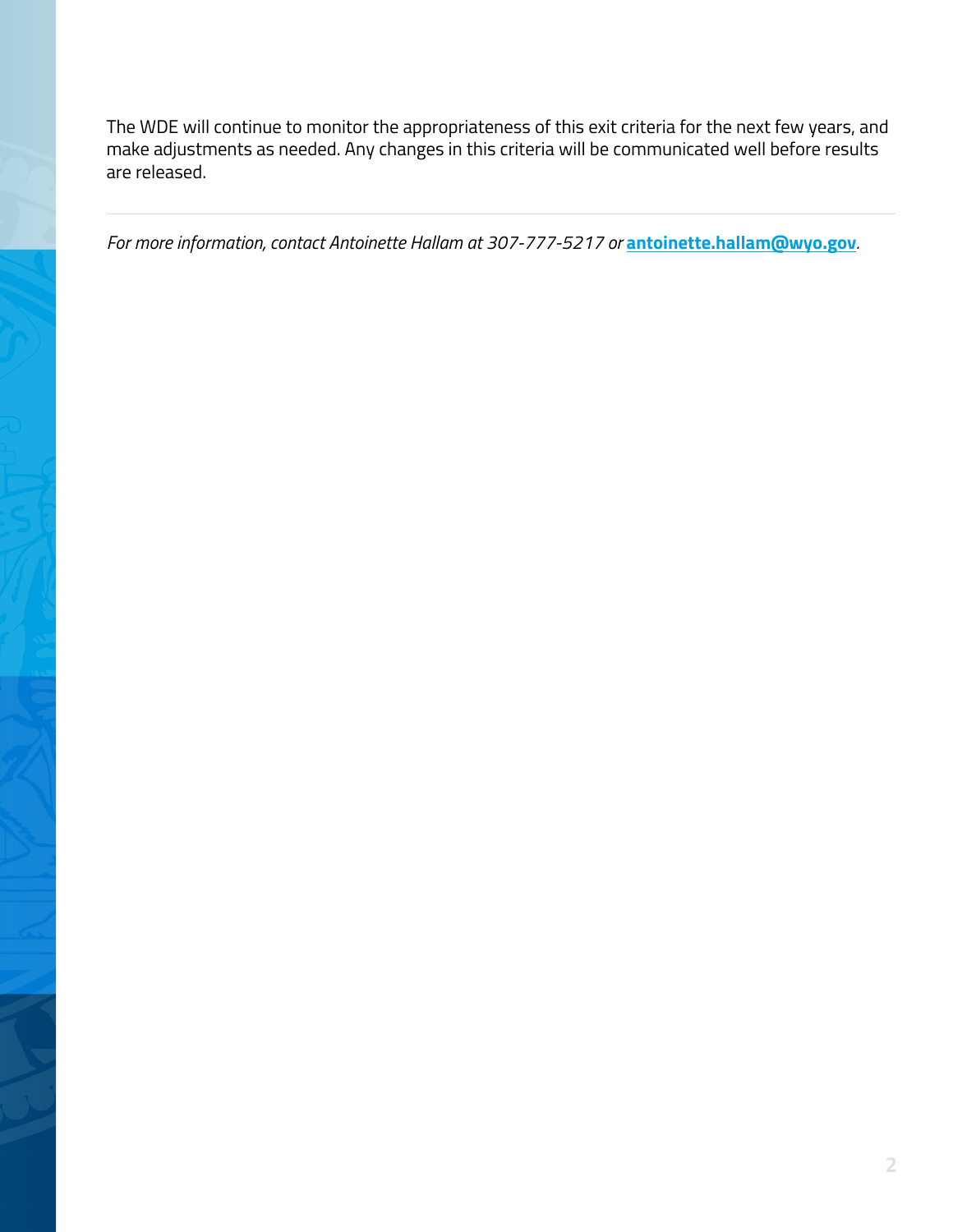The WDE will continue to monitor the appropriateness of this exit criteria for the next few years, and make adjustments as needed. Any changes in this criteria will be communicated well before results are released.

---

*For more information, contact Antoinette Hallam at 307-777-5217 or* **antoinette.hallam@wyo.gov**.